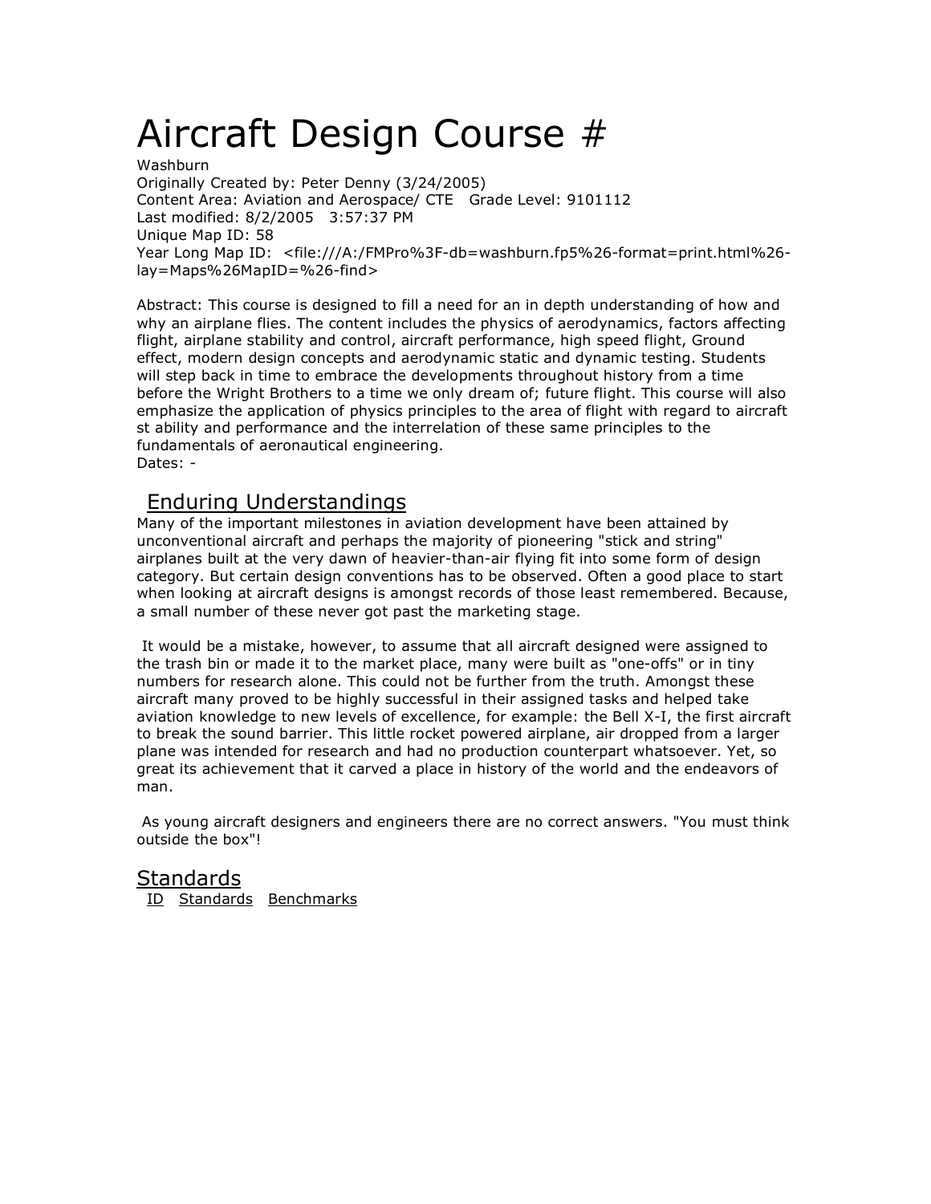# Aircraft Design Course #

Washburn
Originally Created by: Peter Denny (3/24/2005)
Content Area: Aviation and Aerospace/ CTE   Grade Level: 9101112
Last modified: 8/2/2005   3:57:37 PM
Unique Map ID: 58
Year Long Map ID:  <file:///A:/FMPro%3F-db=washburn.fp5%26-format=print.html%26-lay=Maps%26MapID=%26-find>

Abstract: This course is designed to fill a need for an in depth understanding of how and why an airplane flies. The content includes the physics of aerodynamics, factors affecting flight, airplane stability and control, aircraft performance, high speed flight, Ground effect, modern design concepts and aerodynamic static and dynamic testing. Students will step back in time to embrace the developments throughout history from a time before the Wright Brothers to a time we only dream of; future flight. This course will also emphasize the application of physics principles to the area of flight with regard to aircraft st ability and performance and the interrelation of these same principles to the fundamentals of aeronautical engineering.
Dates: -

## Enduring Understandings

Many of the important milestones in aviation development have been attained by unconventional aircraft and perhaps the majority of pioneering "stick and string" airplanes built at the very dawn of heavier-than-air flying fit into some form of design category. But certain design conventions has to be observed. Often a good place to start when looking at aircraft designs is amongst records of those least remembered. Because, a small number of these never got past the marketing stage.

It would be a mistake, however, to assume that all aircraft designed were assigned to the trash bin or made it to the market place, many were built as "one-offs" or in tiny numbers for research alone. This could not be further from the truth. Amongst these aircraft many proved to be highly successful in their assigned tasks and helped take aviation knowledge to new levels of excellence, for example: the Bell X-I, the first aircraft to break the sound barrier. This little rocket powered airplane, air dropped from a larger plane was intended for research and had no production counterpart whatsoever. Yet, so great its achievement that it carved a place in history of the world and the endeavors of man.

As young aircraft designers and engineers there are no correct answers. "You must think outside the box"!

## Standards

| ID | Standards | Benchmarks |
|---|---|---|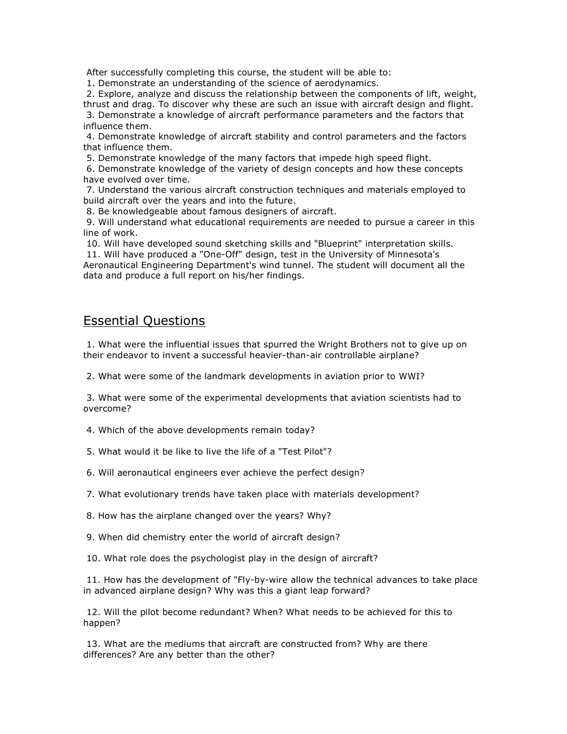After successfully completing this course, the student will be able to:

1. Demonstrate an understanding of the science of aerodynamics.
2. Explore, analyze and discuss the relationship between the components of lift, weight, thrust and drag. To discover why these are such an issue with aircraft design and flight.
3. Demonstrate a knowledge of aircraft performance parameters and the factors that influence them.
4. Demonstrate knowledge of aircraft stability and control parameters and the factors that influence them.
5. Demonstrate knowledge of the many factors that impede high speed flight.
6. Demonstrate knowledge of the variety of design concepts and how these concepts have evolved over time.
7. Understand the various aircraft construction techniques and materials employed to build aircraft over the years and into the future.
8. Be knowledgeable about famous designers of aircraft.
9. Will understand what educational requirements are needed to pursue a career in this line of work.
10. Will have developed sound sketching skills and "Blueprint" interpretation skills.
11. Will have produced a "One-Off" design, test in the University of Minnesota's Aeronautical Engineering Department's wind tunnel. The student will document all the data and produce a full report on his/her findings.

## Essential Questions

1. What were the influential issues that spurred the Wright Brothers not to give up on their endeavor to invent a successful heavier-than-air controllable airplane?

2. What were some of the landmark developments in aviation prior to WWI?

3. What were some of the experimental developments that aviation scientists had to overcome?

4. Which of the above developments remain today?

5. What would it be like to live the life of a "Test Pilot"?

6. Will aeronautical engineers ever achieve the perfect design?

7. What evolutionary trends have taken place with materials development?

8. How has the airplane changed over the years? Why?

9. When did chemistry enter the world of aircraft design?

10. What role does the psychologist play in the design of aircraft?

11. How has the development of "Fly-by-wire allow the technical advances to take place in advanced airplane design? Why was this a giant leap forward?

12. Will the pilot become redundant? When? What needs to be achieved for this to happen?

13. What are the mediums that aircraft are constructed from? Why are there differences? Are any better than the other?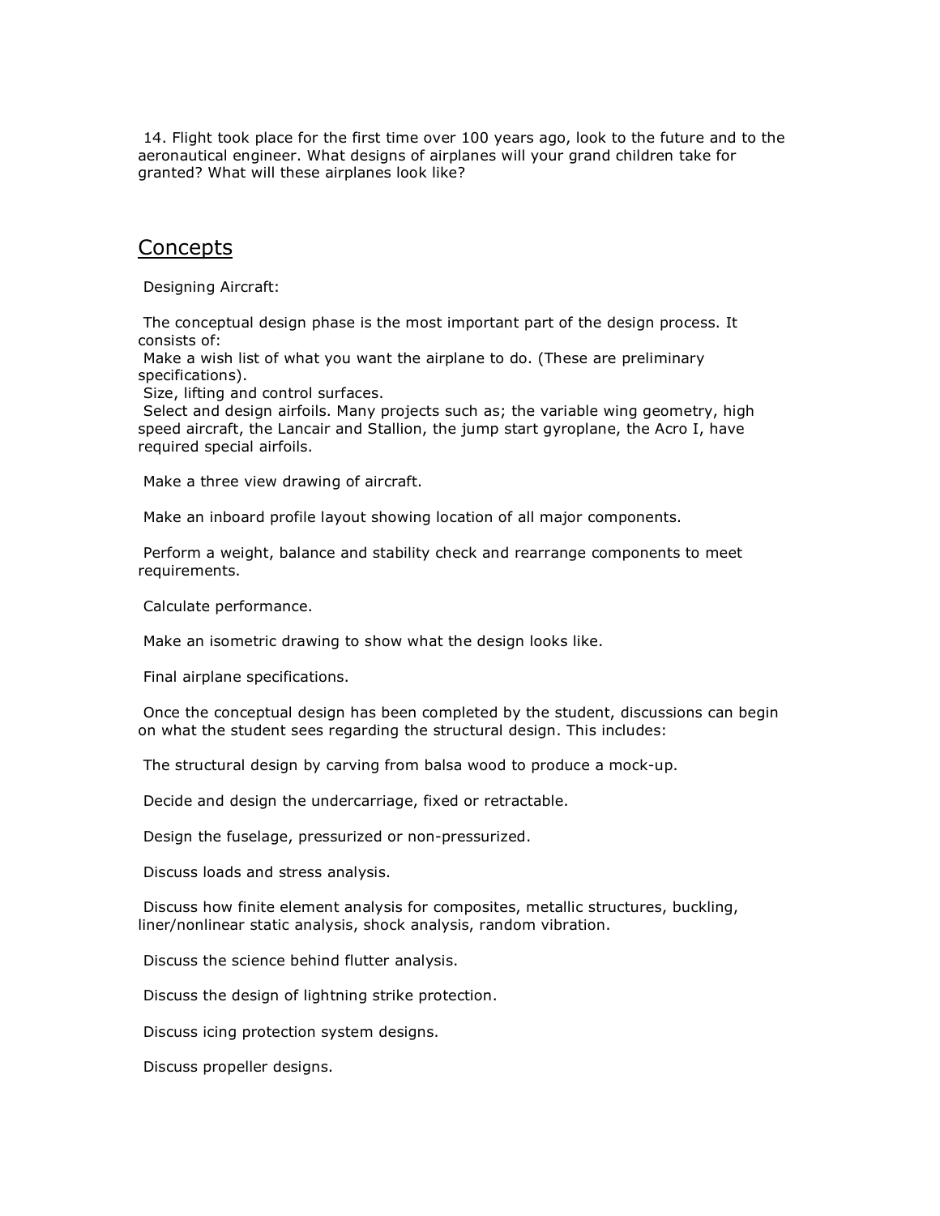14. Flight took place for the first time over 100 years ago, look to the future and to the aeronautical engineer. What designs of airplanes will your grand children take for granted? What will these airplanes look like?

## Concepts

Designing Aircraft:

The conceptual design phase is the most important part of the design process. It consists of:
Make a wish list of what you want the airplane to do. (These are preliminary specifications).
Size, lifting and control surfaces.
Select and design airfoils. Many projects such as; the variable wing geometry, high speed aircraft, the Lancair and Stallion, the jump start gyroplane, the Acro I, have required special airfoils.

Make a three view drawing of aircraft.

Make an inboard profile layout showing location of all major components.

Perform a weight, balance and stability check and rearrange components to meet requirements.

Calculate performance.

Make an isometric drawing to show what the design looks like.

Final airplane specifications.

Once the conceptual design has been completed by the student, discussions can begin on what the student sees regarding the structural design. This includes:

The structural design by carving from balsa wood to produce a mock-up.

Decide and design the undercarriage, fixed or retractable.

Design the fuselage, pressurized or non-pressurized.

Discuss loads and stress analysis.

Discuss how finite element analysis for composites, metallic structures, buckling, liner/nonlinear static analysis, shock analysis, random vibration.

Discuss the science behind flutter analysis.

Discuss the design of lightning strike protection.

Discuss icing protection system designs.

Discuss propeller designs.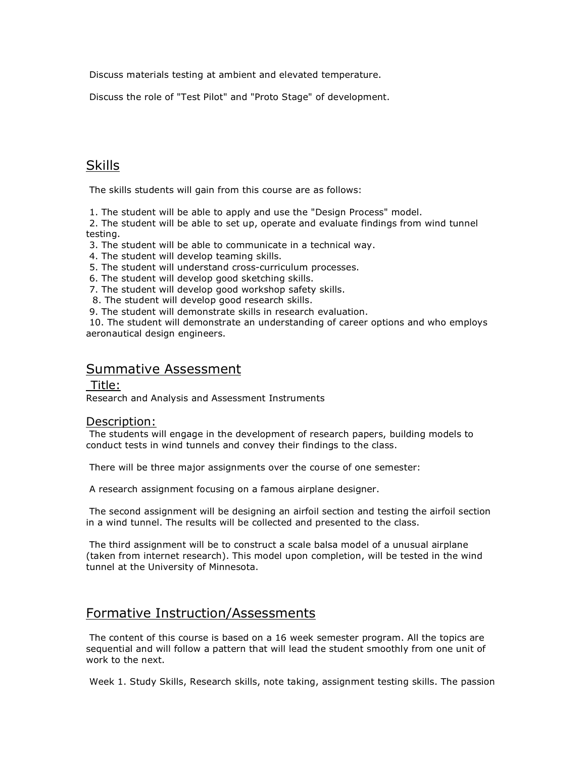Discuss materials testing at ambient and elevated temperature.

Discuss the role of "Test Pilot" and "Proto Stage" of development.

## Skills

The skills students will gain from this course are as follows:

1. The student will be able to apply and use the "Design Process" model.
2. The student will be able to set up, operate and evaluate findings from wind tunnel testing.
3. The student will be able to communicate in a technical way.
4. The student will develop teaming skills.
5. The student will understand cross-curriculum processes.
6. The student will develop good sketching skills.
7. The student will develop good workshop safety skills.
8. The student will develop good research skills.
9. The student will demonstrate skills in research evaluation.
10. The student will demonstrate an understanding of career options and who employs aeronautical design engineers.

## Summative Assessment

### Title:

Research and Analysis and Assessment Instruments

### Description:

The students will engage in the development of research papers, building models to conduct tests in wind tunnels and convey their findings to the class.

There will be three major assignments over the course of one semester:

A research assignment focusing on a famous airplane designer.

The second assignment will be designing an airfoil section and testing the airfoil section in a wind tunnel. The results will be collected and presented to the class.

The third assignment will be to construct a scale balsa model of a unusual airplane (taken from internet research). This model upon completion, will be tested in the wind tunnel at the University of Minnesota.

## Formative Instruction/Assessments

The content of this course is based on a 16 week semester program. All the topics are sequential and will follow a pattern that will lead the student smoothly from one unit of work to the next.

Week 1. Study Skills, Research skills, note taking, assignment testing skills. The passion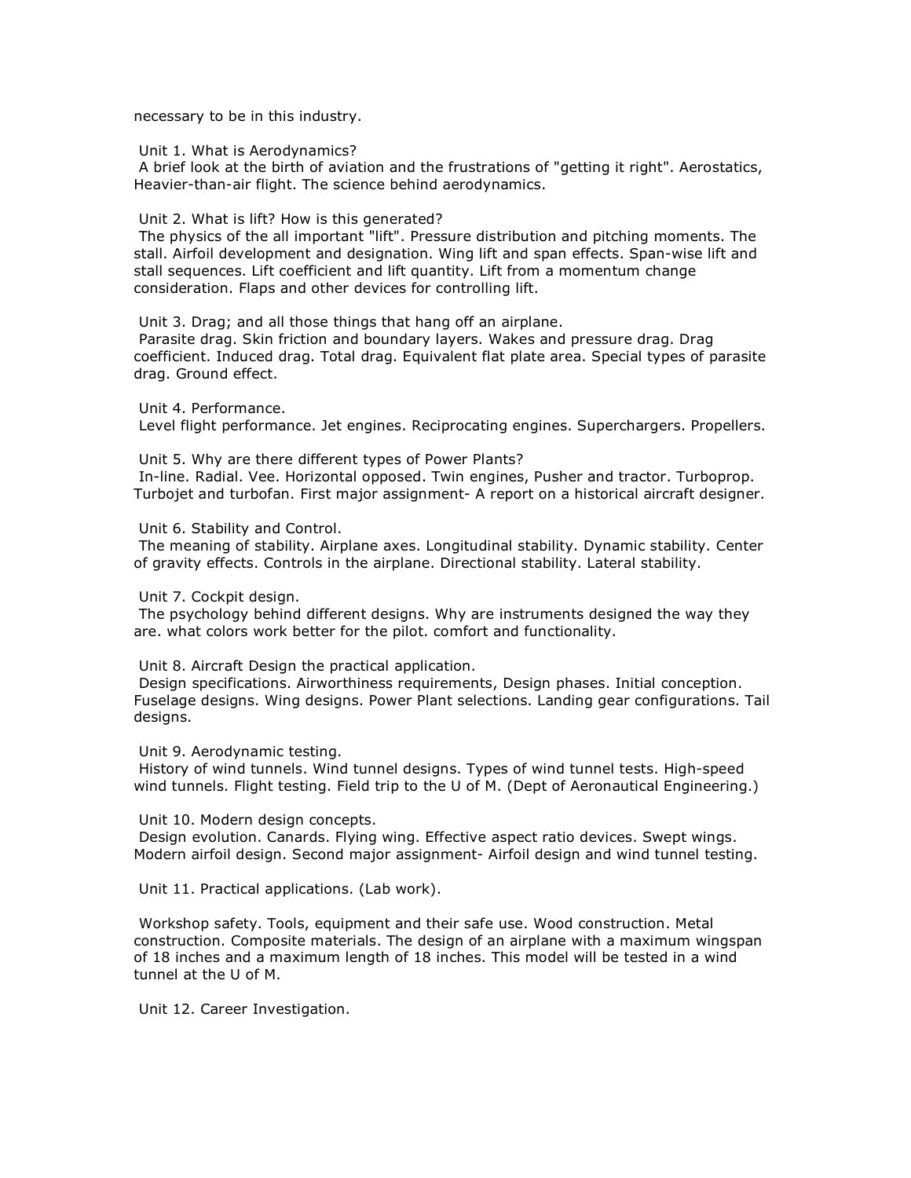necessary to be in this industry.

Unit 1. What is Aerodynamics?
A brief look at the birth of aviation and the frustrations of "getting it right". Aerostatics, Heavier-than-air flight. The science behind aerodynamics.

Unit 2. What is lift? How is this generated?
The physics of the all important "lift". Pressure distribution and pitching moments. The stall. Airfoil development and designation. Wing lift and span effects. Span-wise lift and stall sequences. Lift coefficient and lift quantity. Lift from a momentum change consideration. Flaps and other devices for controlling lift.

Unit 3. Drag; and all those things that hang off an airplane.
Parasite drag. Skin friction and boundary layers. Wakes and pressure drag. Drag coefficient. Induced drag. Total drag. Equivalent flat plate area. Special types of parasite drag. Ground effect.

Unit 4. Performance.
Level flight performance. Jet engines. Reciprocating engines. Superchargers. Propellers.

Unit 5. Why are there different types of Power Plants?
In-line. Radial. Vee. Horizontal opposed. Twin engines, Pusher and tractor. Turboprop. Turbojet and turbofan. First major assignment- A report on a historical aircraft designer.

Unit 6. Stability and Control.
The meaning of stability. Airplane axes. Longitudinal stability. Dynamic stability. Center of gravity effects. Controls in the airplane. Directional stability. Lateral stability.

Unit 7. Cockpit design.
The psychology behind different designs. Why are instruments designed the way they are. what colors work better for the pilot. comfort and functionality.

Unit 8. Aircraft Design the practical application.
Design specifications. Airworthiness requirements, Design phases. Initial conception. Fuselage designs. Wing designs. Power Plant selections. Landing gear configurations. Tail designs.

Unit 9. Aerodynamic testing.
History of wind tunnels. Wind tunnel designs. Types of wind tunnel tests. High-speed wind tunnels. Flight testing. Field trip to the U of M. (Dept of Aeronautical Engineering.)

Unit 10. Modern design concepts.
Design evolution. Canards. Flying wing. Effective aspect ratio devices. Swept wings. Modern airfoil design. Second major assignment- Airfoil design and wind tunnel testing.

Unit 11. Practical applications. (Lab work).

Workshop safety. Tools, equipment and their safe use. Wood construction. Metal construction. Composite materials. The design of an airplane with a maximum wingspan of 18 inches and a maximum length of 18 inches. This model will be tested in a wind tunnel at the U of M.

Unit 12. Career Investigation.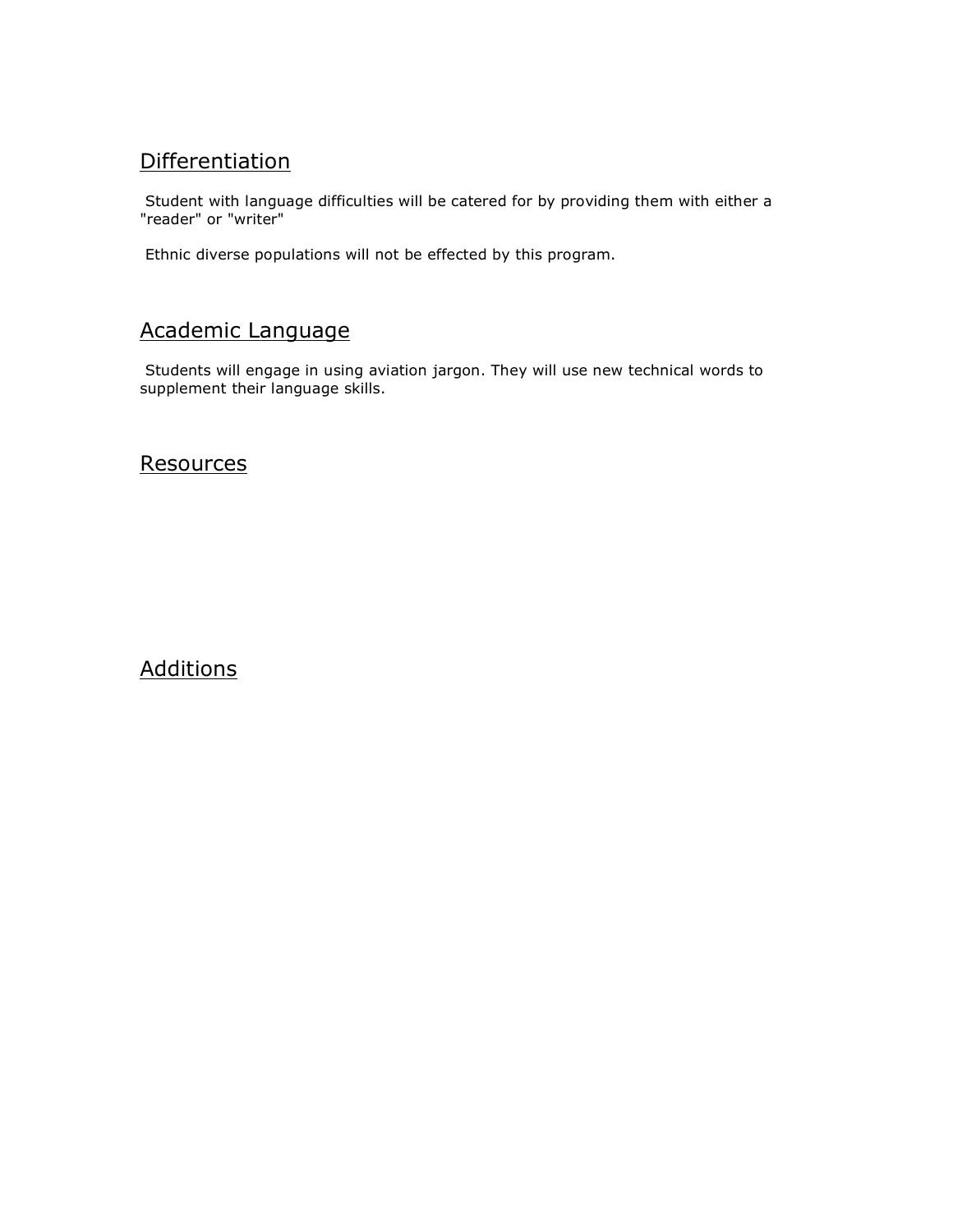## Differentiation

Student with language difficulties will be catered for by providing them with either a "reader" or "writer"

Ethnic diverse populations will not be effected by this program.

## Academic Language

Students will engage in using aviation jargon. They will use new technical words to supplement their language skills.

## Resources

## Additions